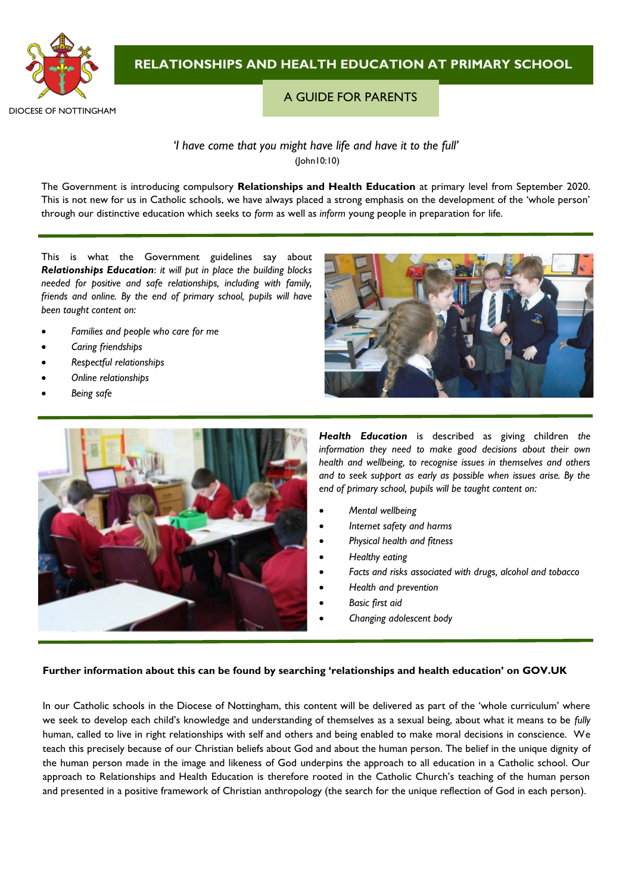DIOCESE OF NOTTINGHAM

# RELATIONSHIPS AND HEALTH EDUCATION AT PRIMARY SCHOOL

## A GUIDE FOR PARENTS

*'I have come that you might have life and have it to the full'*
(John10:10)

The Government is introducing compulsory **Relationships and Health Education** at primary level from September 2020. This is not new for us in Catholic schools, we have always placed a strong emphasis on the development of the 'whole person' through our distinctive education which seeks to *form* as well as *inform* young people in preparation for life.

This is what the Government guidelines say about ***Relationships Education***: *it will put in place the building blocks needed for positive and safe relationships, including with family, friends and online. By the end of primary school, pupils will have been taught content on:*

- *Families and people who care for me*
- *Caring friendships*
- *Respectful relationships*
- *Online relationships*
- *Being safe*

***Health Education*** is described as giving children *the information they need to make good decisions about their own health and wellbeing, to recognise issues in themselves and others and to seek support as early as possible when issues arise. By the end of primary school, pupils will be taught content on:*

- *Mental wellbeing*
- *Internet safety and harms*
- *Physical health and fitness*
- *Healthy eating*
- *Facts and risks associated with drugs, alcohol and tobacco*
- *Health and prevention*
- *Basic first aid*
- *Changing adolescent body*

**Further information about this can be found by searching 'relationships and health education' on GOV.UK**

In our Catholic schools in the Diocese of Nottingham, this content will be delivered as part of the 'whole curriculum' where we seek to develop each child's knowledge and understanding of themselves as a sexual being, about what it means to be *fully* human, called to live in right relationships with self and others and being enabled to make moral decisions in conscience. We teach this precisely because of our Christian beliefs about God and about the human person. The belief in the unique dignity of the human person made in the image and likeness of God underpins the approach to all education in a Catholic school. Our approach to Relationships and Health Education is therefore rooted in the Catholic Church's teaching of the human person and presented in a positive framework of Christian anthropology (the search for the unique reflection of God in each person).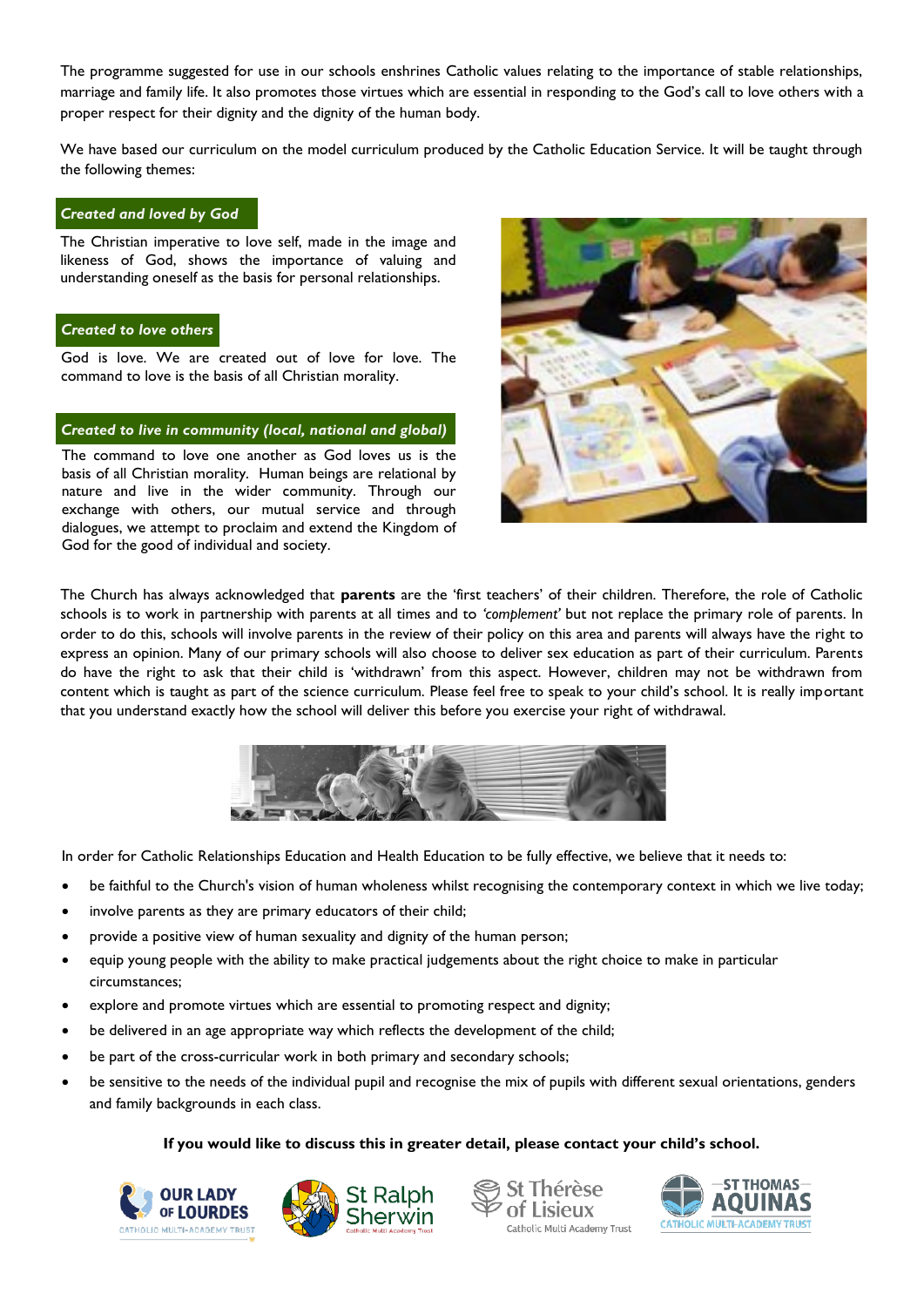The programme suggested for use in our schools enshrines Catholic values relating to the importance of stable relationships, marriage and family life. It also promotes those virtues which are essential in responding to the God's call to love others with a proper respect for their dignity and the dignity of the human body.

We have based our curriculum on the model curriculum produced by the Catholic Education Service. It will be taught through the following themes:

### *Created and loved by God*

The Christian imperative to love self, made in the image and likeness of God, shows the importance of valuing and understanding oneself as the basis for personal relationships.

### *Created to love others*

God is love. We are created out of love for love. The command to love is the basis of all Christian morality.

### *Created to live in community (local, national and global)*

The command to love one another as God loves us is the basis of all Christian morality. Human beings are relational by nature and live in the wider community. Through our exchange with others, our mutual service and through dialogues, we attempt to proclaim and extend the Kingdom of God for the good of individual and society.

The Church has always acknowledged that **parents** are the 'first teachers' of their children. Therefore, the role of Catholic schools is to work in partnership with parents at all times and to *'complement'* but not replace the primary role of parents. In order to do this, schools will involve parents in the review of their policy on this area and parents will always have the right to express an opinion. Many of our primary schools will also choose to deliver sex education as part of their curriculum. Parents do have the right to ask that their child is 'withdrawn' from this aspect. However, children may not be withdrawn from content which is taught as part of the science curriculum. Please feel free to speak to your child's school. It is really important that you understand exactly how the school will deliver this before you exercise your right of withdrawal.

In order for Catholic Relationships Education and Health Education to be fully effective, we believe that it needs to:

- be faithful to the Church's vision of human wholeness whilst recognising the contemporary context in which we live today;
- involve parents as they are primary educators of their child;
- provide a positive view of human sexuality and dignity of the human person;
- equip young people with the ability to make practical judgements about the right choice to make in particular circumstances;
- explore and promote virtues which are essential to promoting respect and dignity;
- be delivered in an age appropriate way which reflects the development of the child;
- be part of the cross-curricular work in both primary and secondary schools;
- be sensitive to the needs of the individual pupil and recognise the mix of pupils with different sexual orientations, genders and family backgrounds in each class.

**If you would like to discuss this in greater detail, please contact your child's school.**

OUR LADY OF LOURDES CATHOLIC MULTI-ACADEMY TRUST

St Ralph Sherwin Catholic Multi Academy Trust

St Thérèse of Lisieux Catholic Multi Academy Trust

ST THOMAS AQUINAS CATHOLIC MULTI-ACADEMY TRUST